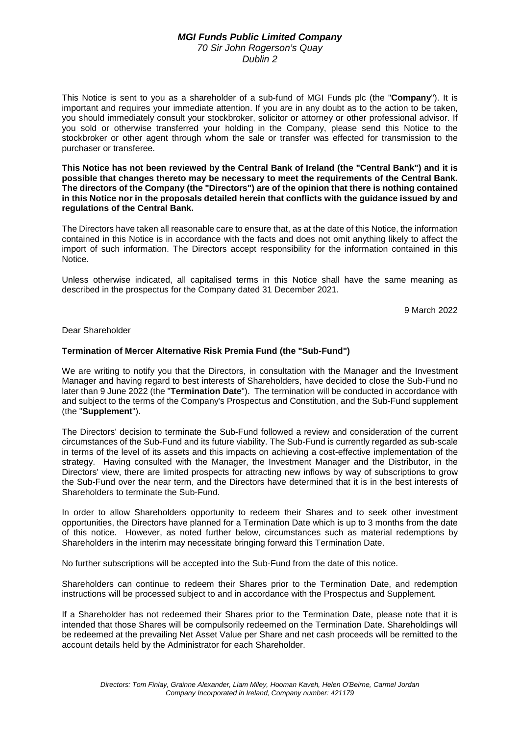***MGI Funds Public Limited Company***
*70 Sir John Rogerson's Quay*
*Dublin 2*

This Notice is sent to you as a shareholder of a sub-fund of MGI Funds plc (the "**Company**"). It is important and requires your immediate attention. If you are in any doubt as to the action to be taken, you should immediately consult your stockbroker, solicitor or attorney or other professional advisor. If you sold or otherwise transferred your holding in the Company, please send this Notice to the stockbroker or other agent through whom the sale or transfer was effected for transmission to the purchaser or transferee.

**This Notice has not been reviewed by the Central Bank of Ireland (the "Central Bank") and it is possible that changes thereto may be necessary to meet the requirements of the Central Bank. The directors of the Company (the "Directors") are of the opinion that there is nothing contained in this Notice nor in the proposals detailed herein that conflicts with the guidance issued by and regulations of the Central Bank.**

The Directors have taken all reasonable care to ensure that, as at the date of this Notice, the information contained in this Notice is in accordance with the facts and does not omit anything likely to affect the import of such information. The Directors accept responsibility for the information contained in this Notice.

Unless otherwise indicated, all capitalised terms in this Notice shall have the same meaning as described in the prospectus for the Company dated 31 December 2021.

9 March 2022

Dear Shareholder

**Termination of Mercer Alternative Risk Premia Fund (the "Sub-Fund")**

We are writing to notify you that the Directors, in consultation with the Manager and the Investment Manager and having regard to best interests of Shareholders, have decided to close the Sub-Fund no later than 9 June 2022 (the "**Termination Date**"). The termination will be conducted in accordance with and subject to the terms of the Company's Prospectus and Constitution, and the Sub-Fund supplement (the "**Supplement**").

The Directors' decision to terminate the Sub-Fund followed a review and consideration of the current circumstances of the Sub-Fund and its future viability. The Sub-Fund is currently regarded as sub-scale in terms of the level of its assets and this impacts on achieving a cost-effective implementation of the strategy. Having consulted with the Manager, the Investment Manager and the Distributor, in the Directors' view, there are limited prospects for attracting new inflows by way of subscriptions to grow the Sub-Fund over the near term, and the Directors have determined that it is in the best interests of Shareholders to terminate the Sub-Fund.

In order to allow Shareholders opportunity to redeem their Shares and to seek other investment opportunities, the Directors have planned for a Termination Date which is up to 3 months from the date of this notice. However, as noted further below, circumstances such as material redemptions by Shareholders in the interim may necessitate bringing forward this Termination Date.

No further subscriptions will be accepted into the Sub-Fund from the date of this notice.

Shareholders can continue to redeem their Shares prior to the Termination Date, and redemption instructions will be processed subject to and in accordance with the Prospectus and Supplement.

If a Shareholder has not redeemed their Shares prior to the Termination Date, please note that it is intended that those Shares will be compulsorily redeemed on the Termination Date. Shareholdings will be redeemed at the prevailing Net Asset Value per Share and net cash proceeds will be remitted to the account details held by the Administrator for each Shareholder.

*Directors: Tom Finlay, Grainne Alexander, Liam Miley, Hooman Kaveh, Helen O'Beirne, Carmel Jordan*
*Company Incorporated in Ireland, Company number: 421179*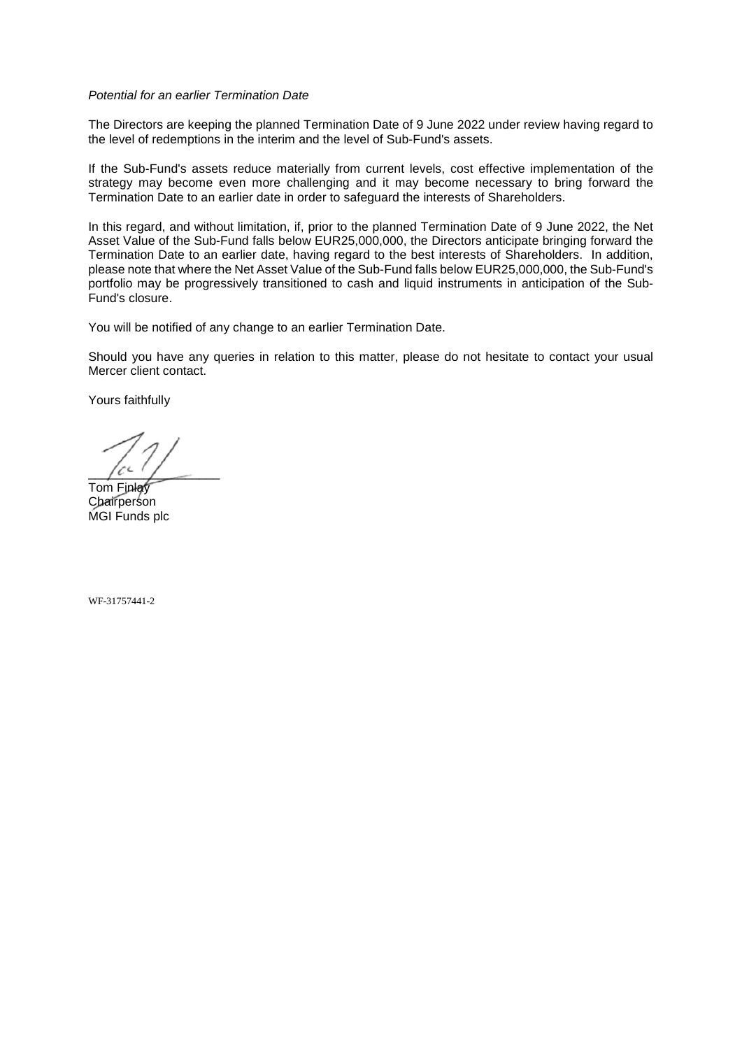*Potential for an earlier Termination Date*

The Directors are keeping the planned Termination Date of 9 June 2022 under review having regard to the level of redemptions in the interim and the level of Sub-Fund's assets.

If the Sub-Fund's assets reduce materially from current levels, cost effective implementation of the strategy may become even more challenging and it may become necessary to bring forward the Termination Date to an earlier date in order to safeguard the interests of Shareholders.

In this regard, and without limitation, if, prior to the planned Termination Date of 9 June 2022, the Net Asset Value of the Sub-Fund falls below EUR25,000,000, the Directors anticipate bringing forward the Termination Date to an earlier date, having regard to the best interests of Shareholders. In addition, please note that where the Net Asset Value of the Sub-Fund falls below EUR25,000,000, the Sub-Fund's portfolio may be progressively transitioned to cash and liquid instruments in anticipation of the Sub-Fund's closure.

You will be notified of any change to an earlier Termination Date.

Should you have any queries in relation to this matter, please do not hesitate to contact your usual Mercer client contact.

Yours faithfully

Tom Finlay
Chairperson
MGI Funds plc

WF-31757441-2